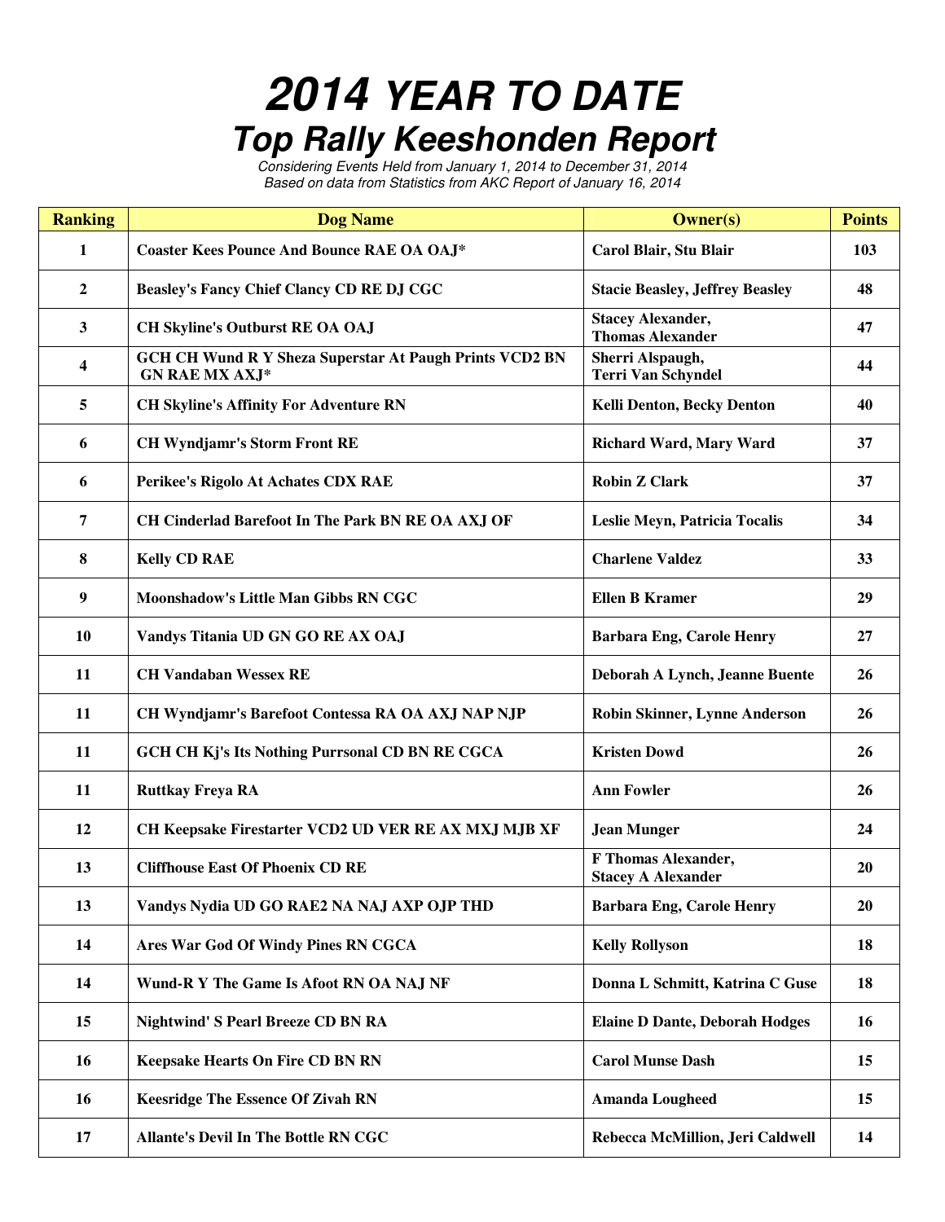# 2014 YEAR TO DATE
## Top Rally Keeshonden Report

*Considering Events Held from January 1, 2014 to December 31, 2014*
*Based on data from Statistics from AKC Report of January 16, 2014*

| Ranking | Dog Name | Owner(s) | Points |
|---|---|---|---|
| 1 | Coaster Kees Pounce And Bounce RAE OA OAJ* | Carol Blair, Stu Blair | 103 |
| 2 | Beasley's Fancy Chief Clancy CD RE DJ CGC | Stacie Beasley, Jeffrey Beasley | 48 |
| 3 | CH Skyline's Outburst RE OA OAJ | Stacey Alexander, Thomas Alexander | 47 |
| 4 | GCH CH Wund R Y Sheza Superstar At Paugh Prints VCD2 BN GN RAE MX AXJ* | Sherri Alspaugh, Terri Van Schyndel | 44 |
| 5 | CH Skyline's Affinity For Adventure RN | Kelli Denton, Becky Denton | 40 |
| 6 | CH Wyndjamr's Storm Front RE | Richard Ward, Mary Ward | 37 |
| 6 | Perikee's Rigolo At Achates CDX RAE | Robin Z Clark | 37 |
| 7 | CH Cinderlad Barefoot In The Park BN RE OA AXJ OF | Leslie Meyn, Patricia Tocalis | 34 |
| 8 | Kelly CD RAE | Charlene Valdez | 33 |
| 9 | Moonshadow's Little Man Gibbs RN CGC | Ellen B Kramer | 29 |
| 10 | Vandys Titania UD GN GO RE AX OAJ | Barbara Eng, Carole Henry | 27 |
| 11 | CH Vandaban Wessex RE | Deborah A Lynch, Jeanne Buente | 26 |
| 11 | CH Wyndjamr's Barefoot Contessa RA OA AXJ NAP NJP | Robin Skinner, Lynne Anderson | 26 |
| 11 | GCH CH Kj's Its Nothing Purrsonal CD BN RE CGCA | Kristen Dowd | 26 |
| 11 | Ruttkay Freya RA | Ann Fowler | 26 |
| 12 | CH Keepsake Firestarter VCD2 UD VER RE AX MXJ MJB XF | Jean Munger | 24 |
| 13 | Cliffhouse East Of Phoenix CD RE | F Thomas Alexander, Stacey A Alexander | 20 |
| 13 | Vandys Nydia UD GO RAE2 NA NAJ AXP OJP THD | Barbara Eng, Carole Henry | 20 |
| 14 | Ares War God Of Windy Pines RN CGCA | Kelly Rollyson | 18 |
| 14 | Wund-R Y The Game Is Afoot RN OA NAJ NF | Donna L Schmitt, Katrina C Guse | 18 |
| 15 | Nightwind' S Pearl Breeze CD BN RA | Elaine D Dante, Deborah Hodges | 16 |
| 16 | Keepsake Hearts On Fire CD BN RN | Carol Munse Dash | 15 |
| 16 | Keesridge The Essence Of Zivah RN | Amanda Lougheed | 15 |
| 17 | Allante's Devil In The Bottle RN CGC | Rebecca McMillion, Jeri Caldwell | 14 |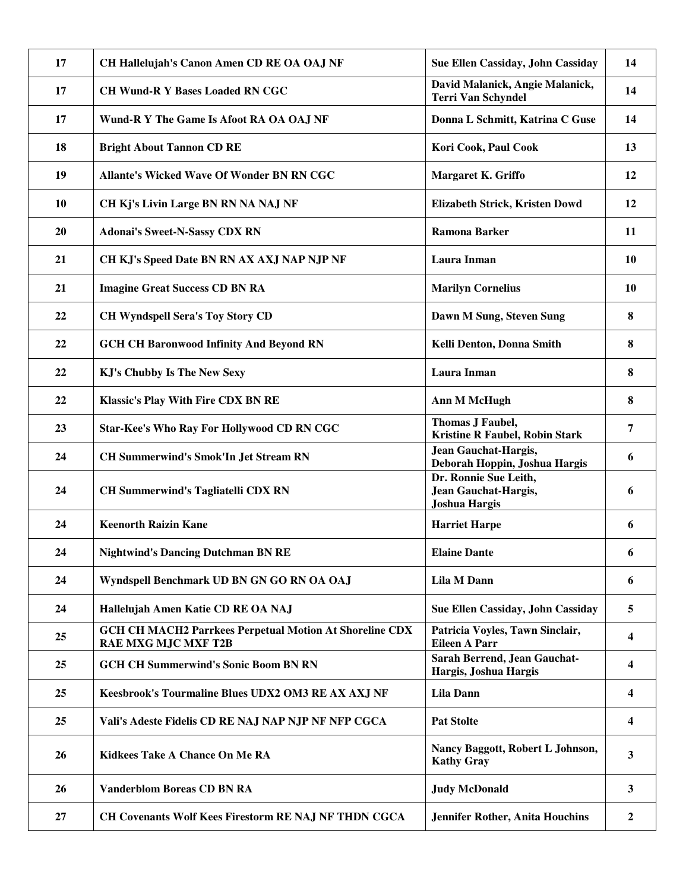| | | | |
|---|---|---|---|
| 17 | CH Hallelujah's Canon Amen CD RE OA OAJ NF | Sue Ellen Cassiday, John Cassiday | 14 |
| 17 | CH Wund-R Y Bases Loaded RN CGC | David Malanick, Angie Malanick, Terri Van Schyndel | 14 |
| 17 | Wund-R Y The Game Is Afoot RA OA OAJ NF | Donna L Schmitt, Katrina C Guse | 14 |
| 18 | Bright About Tannon CD RE | Kori Cook, Paul Cook | 13 |
| 19 | Allante's Wicked Wave Of Wonder BN RN CGC | Margaret K. Griffo | 12 |
| 10 | CH Kj's Livin Large BN RN NA NAJ NF | Elizabeth Strick, Kristen Dowd | 12 |
| 20 | Adonai's Sweet-N-Sassy CDX RN | Ramona Barker | 11 |
| 21 | CH KJ's Speed Date BN RN AX AXJ NAP NJP NF | Laura Inman | 10 |
| 21 | Imagine Great Success CD BN RA | Marilyn Cornelius | 10 |
| 22 | CH Wyndspell Sera's Toy Story CD | Dawn M Sung, Steven Sung | 8 |
| 22 | GCH CH Baronwood Infinity And Beyond RN | Kelli Denton, Donna Smith | 8 |
| 22 | KJ's Chubby Is The New Sexy | Laura Inman | 8 |
| 22 | Klassic's Play With Fire CDX BN RE | Ann M McHugh | 8 |
| 23 | Star-Kee's Who Ray For Hollywood CD RN CGC | Thomas J Faubel, Kristine R Faubel, Robin Stark | 7 |
| 24 | CH Summerwind's Smok'In Jet Stream RN | Jean Gauchat-Hargis, Deborah Hoppin, Joshua Hargis | 6 |
| 24 | CH Summerwind's Tagliatelli CDX RN | Dr. Ronnie Sue Leith, Jean Gauchat-Hargis, Joshua Hargis | 6 |
| 24 | Keenorth Raizin Kane | Harriet Harpe | 6 |
| 24 | Nightwind's Dancing Dutchman BN RE | Elaine Dante | 6 |
| 24 | Wyndspell Benchmark UD BN GN GO RN OA OAJ | Lila M Dann | 6 |
| 24 | Hallelujah Amen Katie CD RE OA NAJ | Sue Ellen Cassiday, John Cassiday | 5 |
| 25 | GCH CH MACH2 Parrkees Perpetual Motion At Shoreline CDX RAE MXG MJC MXF T2B | Patricia Voyles, Tawn Sinclair, Eileen A Parr | 4 |
| 25 | GCH CH Summerwind's Sonic Boom BN RN | Sarah Berrend, Jean Gauchat-Hargis, Joshua Hargis | 4 |
| 25 | Keesbrook's Tourmaline Blues UDX2 OM3 RE AX AXJ NF | Lila Dann | 4 |
| 25 | Vali's Adeste Fidelis CD RE NAJ NAP NJP NF NFP CGCA | Pat Stolte | 4 |
| 26 | Kidkees Take A Chance On Me RA | Nancy Baggott, Robert L Johnson, Kathy Gray | 3 |
| 26 | Vanderblom Boreas CD BN RA | Judy McDonald | 3 |
| 27 | CH Covenants Wolf Kees Firestorm RE NAJ NF THDN CGCA | Jennifer Rother, Anita Houchins | 2 |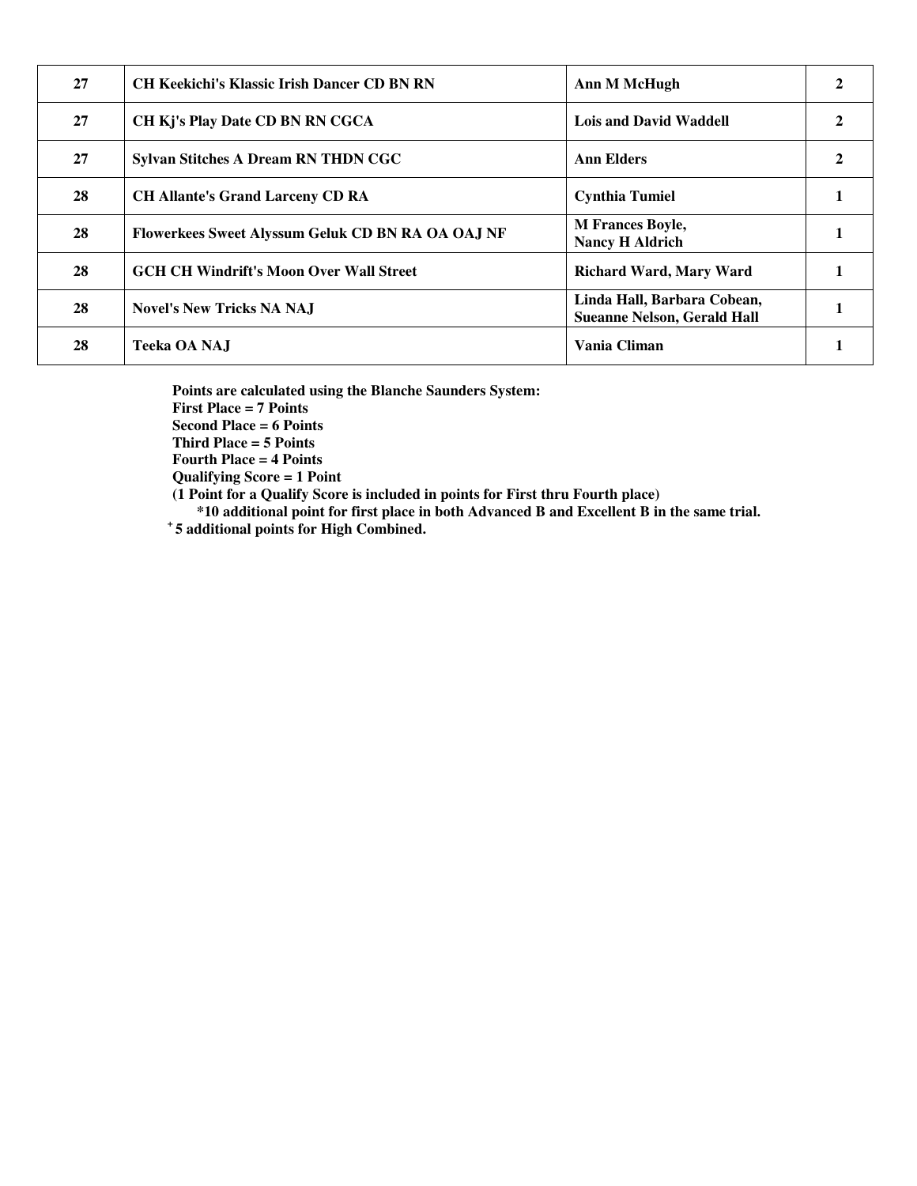| | | | |
|---|---|---|---|
| 27 | CH Keekichi's Klassic Irish Dancer CD BN RN | Ann M McHugh | 2 |
| 27 | CH Kj's Play Date CD BN RN CGCA | Lois and David Waddell | 2 |
| 27 | Sylvan Stitches A Dream RN THDN CGC | Ann Elders | 2 |
| 28 | CH Allante's Grand Larceny CD RA | Cynthia Tumiel | 1 |
| 28 | Flowerkees Sweet Alyssum Geluk CD BN RA OA OAJ NF | M Frances Boyle, Nancy H Aldrich | 1 |
| 28 | GCH CH Windrift's Moon Over Wall Street | Richard Ward, Mary Ward | 1 |
| 28 | Novel's New Tricks NA NAJ | Linda Hall, Barbara Cobean, Sueanne Nelson, Gerald Hall | 1 |
| 28 | Teeka OA NAJ | Vania Climan | 1 |

**Points are calculated using the Blanche Saunders System:**
**First Place = 7 Points**
**Second Place = 6 Points**
**Third Place = 5 Points**
**Fourth Place = 4 Points**
**Qualifying Score = 1 Point**
**(1 Point for a Qualify Score is included in points for First thru Fourth place)**
**\*10 additional point for first place in both Advanced B and Excellent B in the same trial.**
**+ 5 additional points for High Combined.**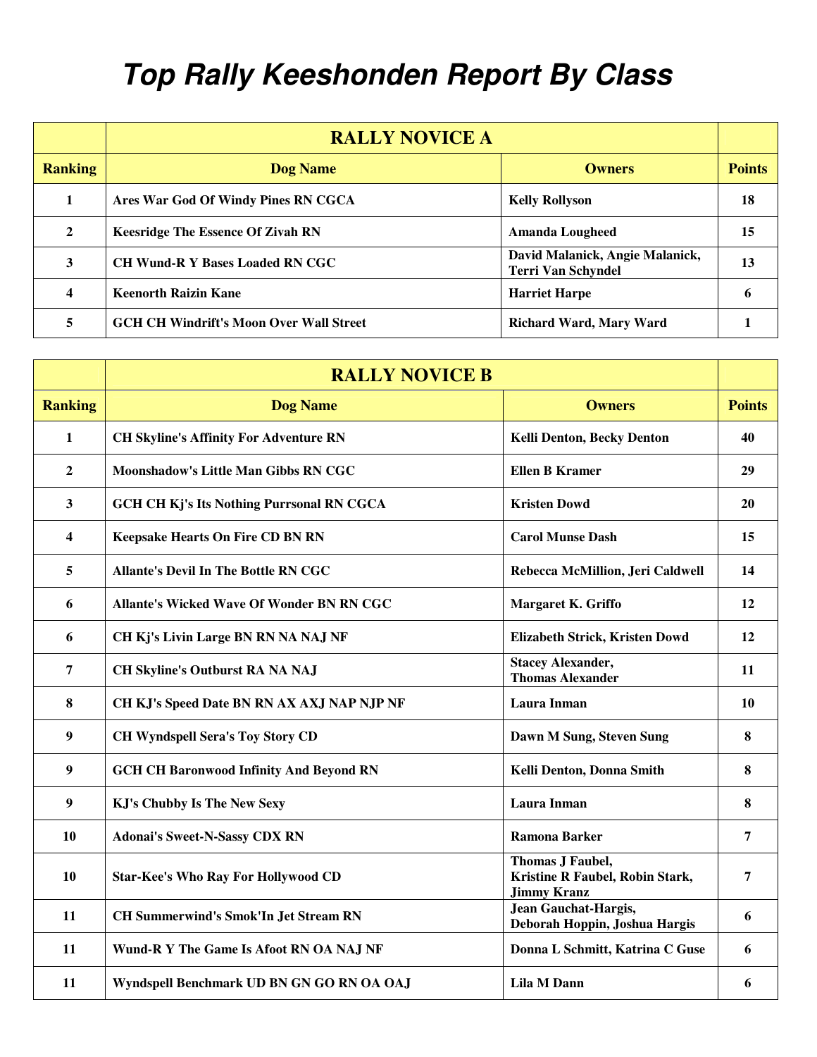# Top Rally Keeshonden Report By Class

| | RALLY NOVICE A | | |
|---|---|---|---|
| **Ranking** | **Dog Name** | **Owners** | **Points** |
| 1 | Ares War God Of Windy Pines RN CGCA | Kelly Rollyson | 18 |
| 2 | Keesridge The Essence Of Zivah RN | Amanda Lougheed | 15 |
| 3 | CH Wund-R Y Bases Loaded RN CGC | David Malanick, Angie Malanick, Terri Van Schyndel | 13 |
| 4 | Keenorth Raizin Kane | Harriet Harpe | 6 |
| 5 | GCH CH Windrift's Moon Over Wall Street | Richard Ward, Mary Ward | 1 |

| | RALLY NOVICE B | | |
|---|---|---|---|
| **Ranking** | **Dog Name** | **Owners** | **Points** |
| 1 | CH Skyline's Affinity For Adventure RN | Kelli Denton, Becky Denton | 40 |
| 2 | Moonshadow's Little Man Gibbs RN CGC | Ellen B Kramer | 29 |
| 3 | GCH CH Kj's Its Nothing Purrsonal RN CGCA | Kristen Dowd | 20 |
| 4 | Keepsake Hearts On Fire CD BN RN | Carol Munse Dash | 15 |
| 5 | Allante's Devil In The Bottle RN CGC | Rebecca McMillion, Jeri Caldwell | 14 |
| 6 | Allante's Wicked Wave Of Wonder BN RN CGC | Margaret K. Griffo | 12 |
| 6 | CH Kj's Livin Large BN RN NA NAJ NF | Elizabeth Strick, Kristen Dowd | 12 |
| 7 | CH Skyline's Outburst RA NA NAJ | Stacey Alexander, Thomas Alexander | 11 |
| 8 | CH KJ's Speed Date BN RN AX AXJ NAP NJP NF | Laura Inman | 10 |
| 9 | CH Wyndspell Sera's Toy Story CD | Dawn M Sung, Steven Sung | 8 |
| 9 | GCH CH Baronwood Infinity And Beyond RN | Kelli Denton, Donna Smith | 8 |
| 9 | KJ's Chubby Is The New Sexy | Laura Inman | 8 |
| 10 | Adonai's Sweet-N-Sassy CDX RN | Ramona Barker | 7 |
| 10 | Star-Kee's Who Ray For Hollywood CD | Thomas J Faubel, Kristine R Faubel, Robin Stark, Jimmy Kranz | 7 |
| 11 | CH Summerwind's Smok'In Jet Stream RN | Jean Gauchat-Hargis, Deborah Hoppin, Joshua Hargis | 6 |
| 11 | Wund-R Y The Game Is Afoot RN OA NAJ NF | Donna L Schmitt, Katrina C Guse | 6 |
| 11 | Wyndspell Benchmark UD BN GN GO RN OA OAJ | Lila M Dann | 6 |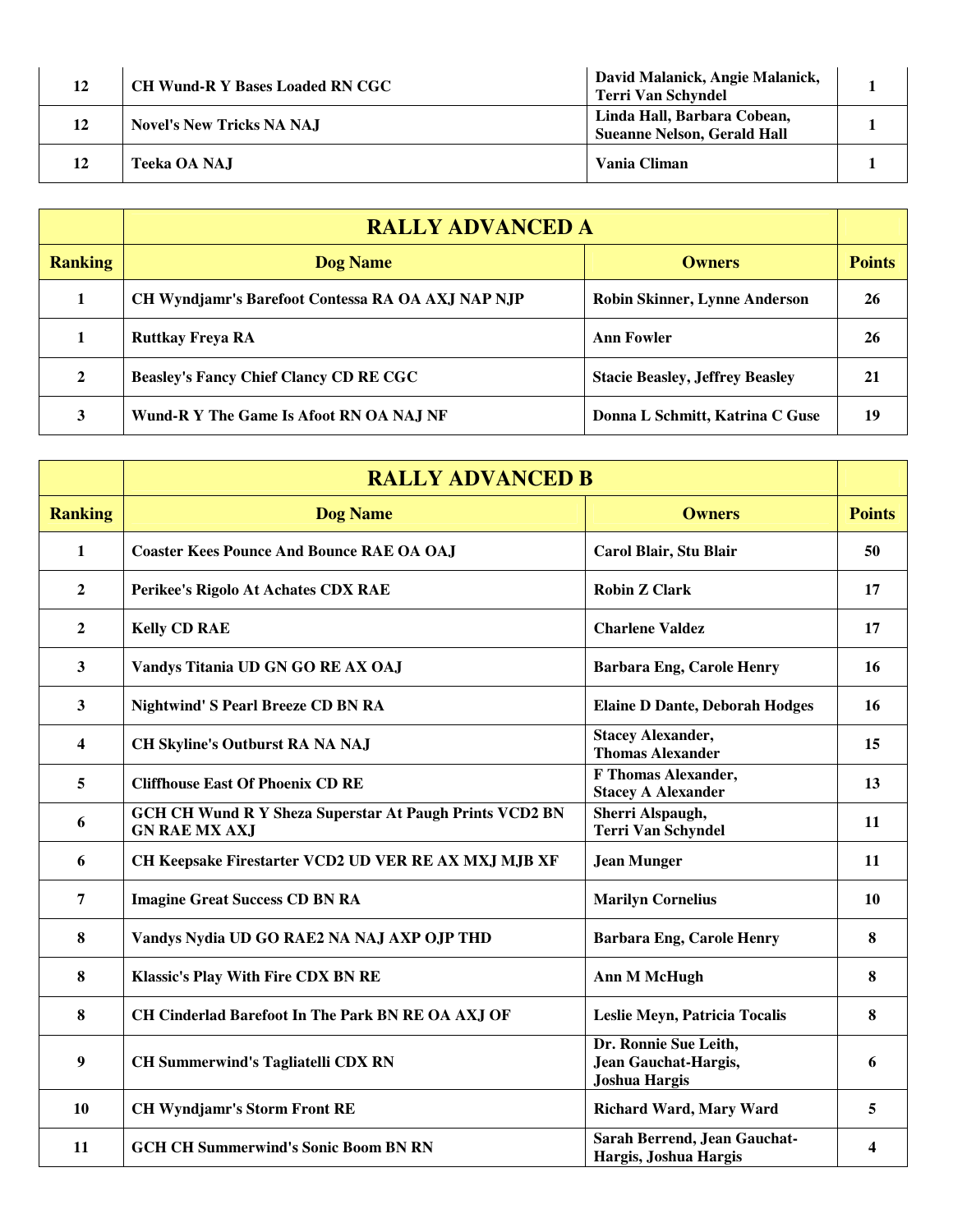| | | | |
|---|---|---|---|
| 12 | CH Wund-R Y Bases Loaded RN CGC | David Malanick, Angie Malanick, Terri Van Schyndel | 1 |
| 12 | Novel's New Tricks NA NAJ | Linda Hall, Barbara Cobean, Sueanne Nelson, Gerald Hall | 1 |
| 12 | Teeka OA NAJ | Vania Climan | 1 |

| | RALLY ADVANCED A | | |
|---|---|---|---|
| **Ranking** | **Dog Name** | **Owners** | **Points** |
| 1 | CH Wyndjamr's Barefoot Contessa RA OA AXJ NAP NJP | Robin Skinner, Lynne Anderson | 26 |
| 1 | Ruttkay Freya RA | Ann Fowler | 26 |
| 2 | Beasley's Fancy Chief Clancy CD RE CGC | Stacie Beasley, Jeffrey Beasley | 21 |
| 3 | Wund-R Y The Game Is Afoot RN OA NAJ NF | Donna L Schmitt, Katrina C Guse | 19 |

| | RALLY ADVANCED B | | |
|---|---|---|---|
| **Ranking** | **Dog Name** | **Owners** | **Points** |
| 1 | Coaster Kees Pounce And Bounce RAE OA OAJ | Carol Blair, Stu Blair | 50 |
| 2 | Perikee's Rigolo At Achates CDX RAE | Robin Z Clark | 17 |
| 2 | Kelly CD RAE | Charlene Valdez | 17 |
| 3 | Vandys Titania UD GN GO RE AX OAJ | Barbara Eng, Carole Henry | 16 |
| 3 | Nightwind' S Pearl Breeze CD BN RA | Elaine D Dante, Deborah Hodges | 16 |
| 4 | CH Skyline's Outburst RA NA NAJ | Stacey Alexander, Thomas Alexander | 15 |
| 5 | Cliffhouse East Of Phoenix CD RE | F Thomas Alexander, Stacey A Alexander | 13 |
| 6 | GCH CH Wund R Y Sheza Superstar At Paugh Prints VCD2 BN GN RAE MX AXJ | Sherri Alspaugh, Terri Van Schyndel | 11 |
| 6 | CH Keepsake Firestarter VCD2 UD VER RE AX MXJ MJB XF | Jean Munger | 11 |
| 7 | Imagine Great Success CD BN RA | Marilyn Cornelius | 10 |
| 8 | Vandys Nydia UD GO RAE2 NA NAJ AXP OJP THD | Barbara Eng, Carole Henry | 8 |
| 8 | Klassic's Play With Fire CDX BN RE | Ann M McHugh | 8 |
| 8 | CH Cinderlad Barefoot In The Park BN RE OA AXJ OF | Leslie Meyn, Patricia Tocalis | 8 |
| 9 | CH Summerwind's Tagliatelli CDX RN | Dr. Ronnie Sue Leith, Jean Gauchat-Hargis, Joshua Hargis | 6 |
| 10 | CH Wyndjamr's Storm Front RE | Richard Ward, Mary Ward | 5 |
| 11 | GCH CH Summerwind's Sonic Boom BN RN | Sarah Berrend, Jean Gauchat-Hargis, Joshua Hargis | 4 |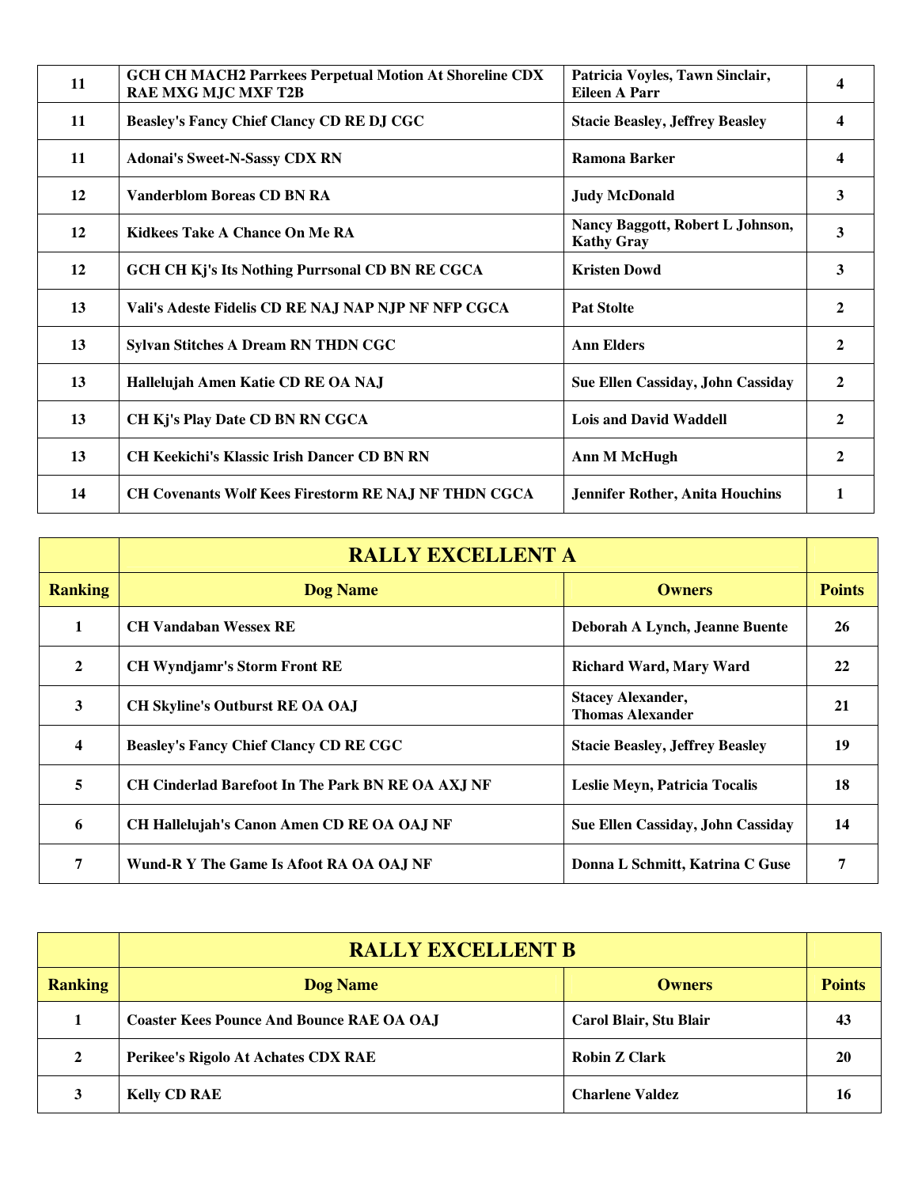| | | | |
|---|---|---|---|
| 11 | GCH CH MACH2 Parrkees Perpetual Motion At Shoreline CDX RAE MXG MJC MXF T2B | Patricia Voyles, Tawn Sinclair, Eileen A Parr | 4 |
| 11 | Beasley's Fancy Chief Clancy CD RE DJ CGC | Stacie Beasley, Jeffrey Beasley | 4 |
| 11 | Adonai's Sweet-N-Sassy CDX RN | Ramona Barker | 4 |
| 12 | Vanderblom Boreas CD BN RA | Judy McDonald | 3 |
| 12 | Kidkees Take A Chance On Me RA | Nancy Baggott, Robert L Johnson, Kathy Gray | 3 |
| 12 | GCH CH Kj's Its Nothing Purrsonal CD BN RE CGCA | Kristen Dowd | 3 |
| 13 | Vali's Adeste Fidelis CD RE NAJ NAP NJP NF NFP CGCA | Pat Stolte | 2 |
| 13 | Sylvan Stitches A Dream RN THDN CGC | Ann Elders | 2 |
| 13 | Hallelujah Amen Katie CD RE OA NAJ | Sue Ellen Cassiday, John Cassiday | 2 |
| 13 | CH Kj's Play Date CD BN RN CGCA | Lois and David Waddell | 2 |
| 13 | CH Keekichi's Klassic Irish Dancer CD BN RN | Ann M McHugh | 2 |
| 14 | CH Covenants Wolf Kees Firestorm RE NAJ NF THDN CGCA | Jennifer Rother, Anita Houchins | 1 |

| | RALLY EXCELLENT A | | |
|---|---|---|---|
| **Ranking** | **Dog Name** | **Owners** | **Points** |
| 1 | CH Vandaban Wessex RE | Deborah A Lynch, Jeanne Buente | 26 |
| 2 | CH Wyndjamr's Storm Front RE | Richard Ward, Mary Ward | 22 |
| 3 | CH Skyline's Outburst RE OA OAJ | Stacey Alexander, Thomas Alexander | 21 |
| 4 | Beasley's Fancy Chief Clancy CD RE CGC | Stacie Beasley, Jeffrey Beasley | 19 |
| 5 | CH Cinderlad Barefoot In The Park BN RE OA AXJ NF | Leslie Meyn, Patricia Tocalis | 18 |
| 6 | CH Hallelujah's Canon Amen CD RE OA OAJ NF | Sue Ellen Cassiday, John Cassiday | 14 |
| 7 | Wund-R Y The Game Is Afoot RA OA OAJ NF | Donna L Schmitt, Katrina C Guse | 7 |

| | RALLY EXCELLENT B | | |
|---|---|---|---|
| **Ranking** | **Dog Name** | **Owners** | **Points** |
| 1 | Coaster Kees Pounce And Bounce RAE OA OAJ | Carol Blair, Stu Blair | 43 |
| 2 | Perikee's Rigolo At Achates CDX RAE | Robin Z Clark | 20 |
| 3 | Kelly CD RAE | Charlene Valdez | 16 |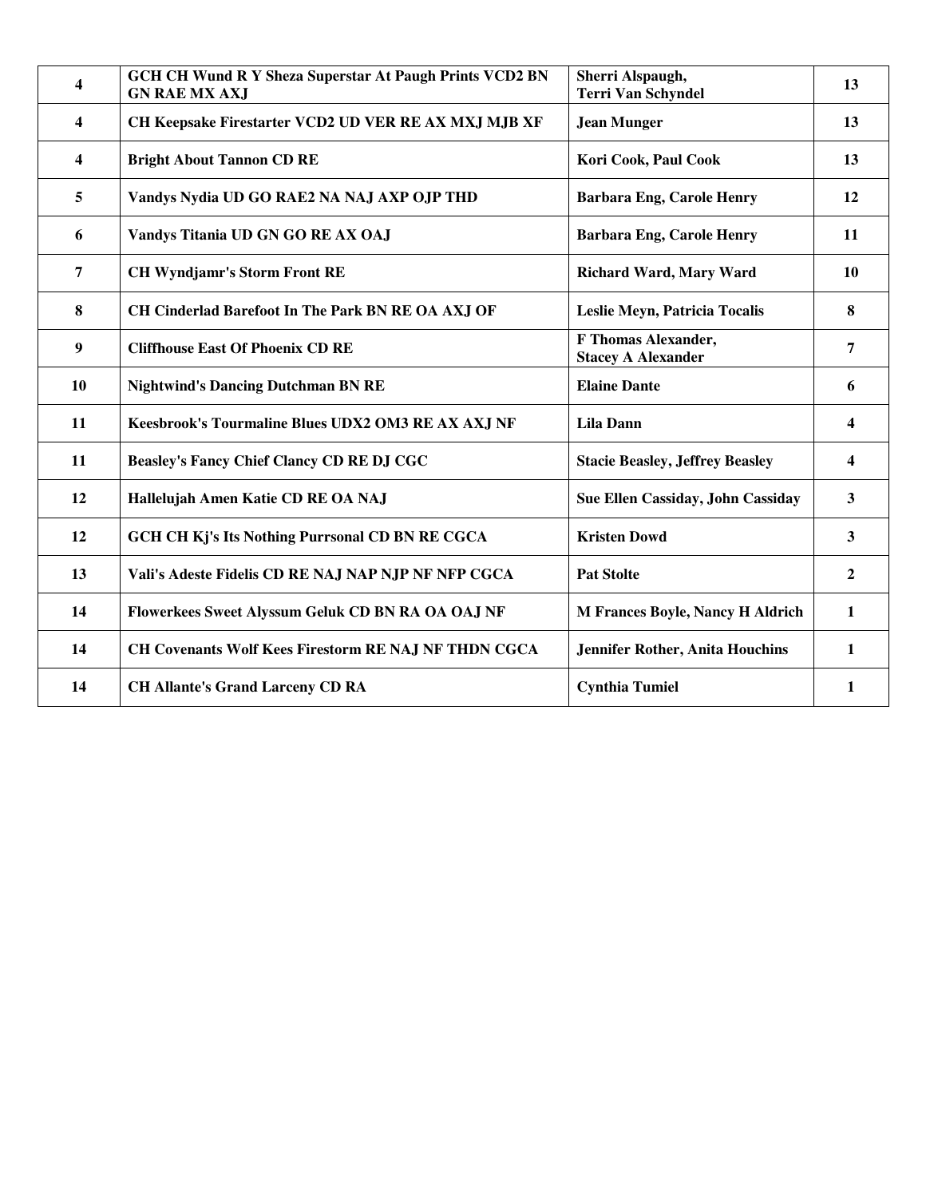| | | | |
|---|---|---|---|
| **4** | **GCH CH Wund R Y Sheza Superstar At Paugh Prints VCD2 BN GN RAE MX AXJ** | **Sherri Alspaugh, Terri Van Schyndel** | **13** |
| **4** | **CH Keepsake Firestarter VCD2 UD VER RE AX MXJ MJB XF** | **Jean Munger** | **13** |
| **4** | **Bright About Tannon CD RE** | **Kori Cook, Paul Cook** | **13** |
| **5** | **Vandys Nydia UD GO RAE2 NA NAJ AXP OJP THD** | **Barbara Eng, Carole Henry** | **12** |
| **6** | **Vandys Titania UD GN GO RE AX OAJ** | **Barbara Eng, Carole Henry** | **11** |
| **7** | **CH Wyndjamr's Storm Front RE** | **Richard Ward, Mary Ward** | **10** |
| **8** | **CH Cinderlad Barefoot In The Park BN RE OA AXJ OF** | **Leslie Meyn, Patricia Tocalis** | **8** |
| **9** | **Cliffhouse East Of Phoenix CD RE** | **F Thomas Alexander, Stacey A Alexander** | **7** |
| **10** | **Nightwind's Dancing Dutchman BN RE** | **Elaine Dante** | **6** |
| **11** | **Keesbrook's Tourmaline Blues UDX2 OM3 RE AX AXJ NF** | **Lila Dann** | **4** |
| **11** | **Beasley's Fancy Chief Clancy CD RE DJ CGC** | **Stacie Beasley, Jeffrey Beasley** | **4** |
| **12** | **Hallelujah Amen Katie CD RE OA NAJ** | **Sue Ellen Cassiday, John Cassiday** | **3** |
| **12** | **GCH CH Kj's Its Nothing Purrsonal CD BN RE CGCA** | **Kristen Dowd** | **3** |
| **13** | **Vali's Adeste Fidelis CD RE NAJ NAP NJP NF NFP CGCA** | **Pat Stolte** | **2** |
| **14** | **Flowerkees Sweet Alyssum Geluk CD BN RA OA OAJ NF** | **M Frances Boyle, Nancy H Aldrich** | **1** |
| **14** | **CH Covenants Wolf Kees Firestorm RE NAJ NF THDN CGCA** | **Jennifer Rother, Anita Houchins** | **1** |
| **14** | **CH Allante's Grand Larceny CD RA** | **Cynthia Tumiel** | **1** |